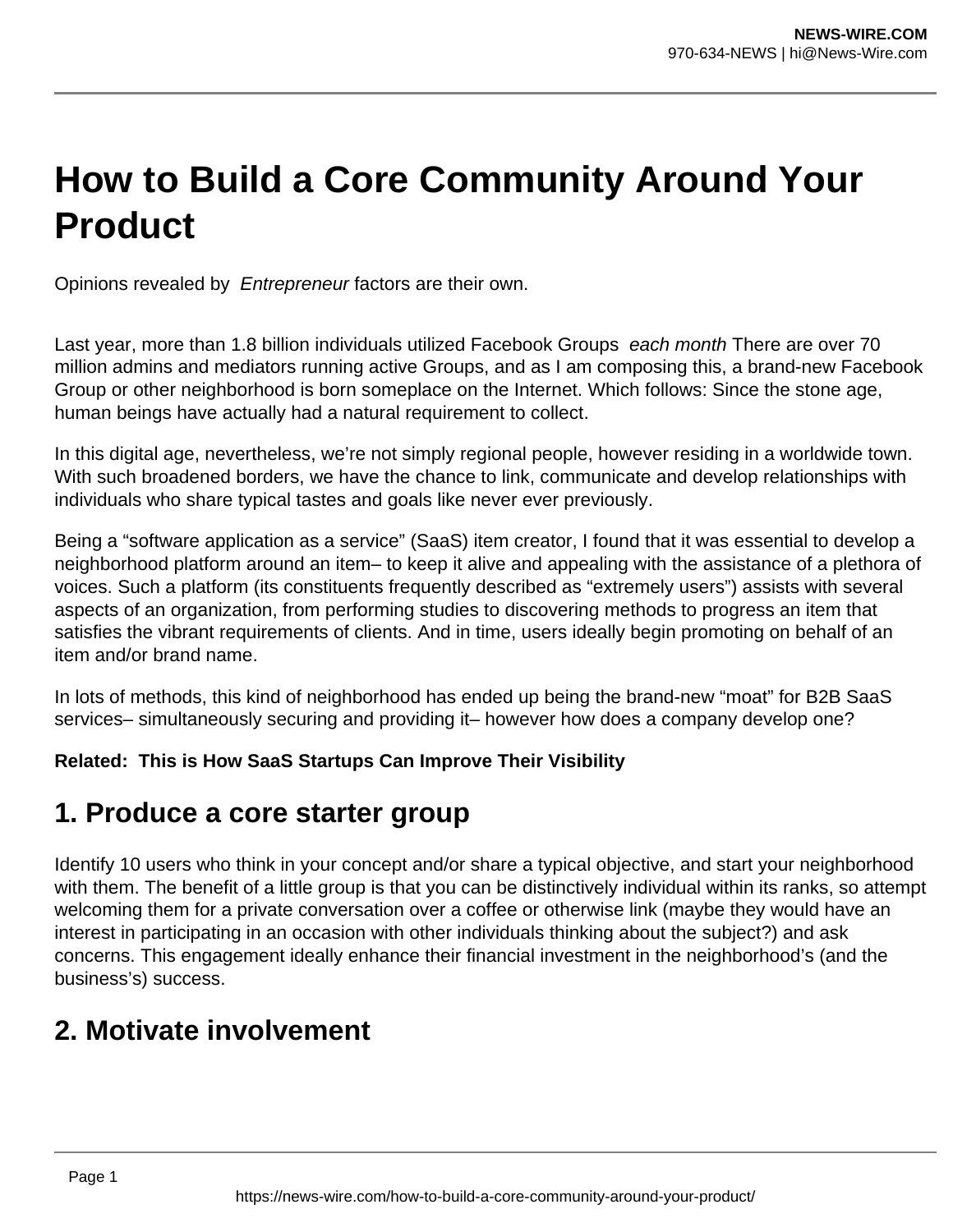# How to Build a Core Community Around Your Product

Opinions revealed by *Entrepreneur* factors are their own.

Last year, more than 1.8 billion individuals utilized Facebook Groups *each month* There are over 70 million admins and mediators running active Groups, and as I am composing this, a brand-new Facebook Group or other neighborhood is born someplace on the Internet. Which follows: Since the stone age, human beings have actually had a natural requirement to collect.

In this digital age, nevertheless, we're not simply regional people, however residing in a worldwide town. With such broadened borders, we have the chance to link, communicate and develop relationships with individuals who share typical tastes and goals like never ever previously.

Being a "software application as a service" (SaaS) item creator, I found that it was essential to develop a neighborhood platform around an item– to keep it alive and appealing with the assistance of a plethora of voices. Such a platform (its constituents frequently described as "extremely users") assists with several aspects of an organization, from performing studies to discovering methods to progress an item that satisfies the vibrant requirements of clients. And in time, users ideally begin promoting on behalf of an item and/or brand name.

In lots of methods, this kind of neighborhood has ended up being the brand-new "moat" for B2B SaaS services– simultaneously securing and providing it– however how does a company develop one?

**Related: This is How SaaS Startups Can Improve Their Visibility**

## 1. Produce a core starter group

Identify 10 users who think in your concept and/or share a typical objective, and start your neighborhood with them. The benefit of a little group is that you can be distinctively individual within its ranks, so attempt welcoming them for a private conversation over a coffee or otherwise link (maybe they would have an interest in participating in an occasion with other individuals thinking about the subject?) and ask concerns. This engagement ideally enhance their financial investment in the neighborhood's (and the business's) success.

## 2. Motivate involvement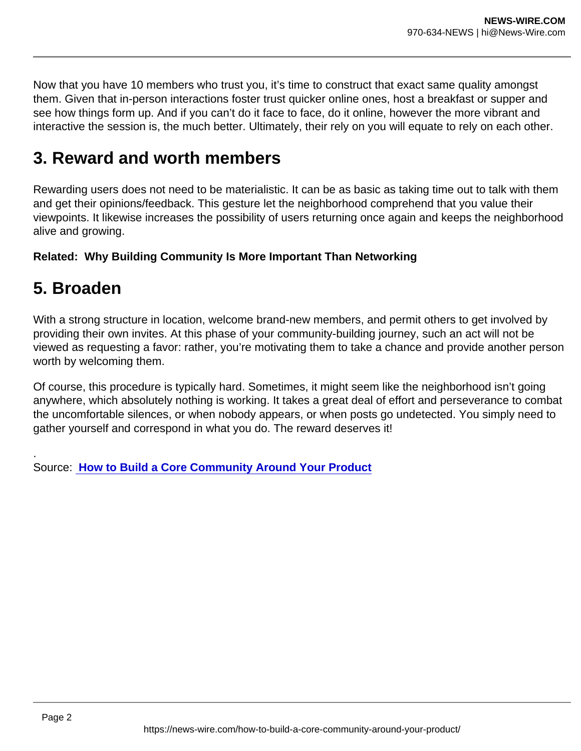Now that you have 10 members who trust you, it's time to construct that exact same quality amongst them. Given that in-person interactions foster trust quicker online ones, host a breakfast or supper and see how things form up. And if you can't do it face to face, do it online, however the more vibrant and interactive the session is, the much better. Ultimately, their rely on you will equate to rely on each other.

## 3. Reward and worth members

Rewarding users does not need to be materialistic. It can be as basic as taking time out to talk with them and get their opinions/feedback. This gesture let the neighborhood comprehend that you value their viewpoints. It likewise increases the possibility of users returning once again and keeps the neighborhood alive and growing.

**Related: Why Building Community Is More Important Than Networking**

## 5. Broaden

With a strong structure in location, welcome brand-new members, and permit others to get involved by providing their own invites. At this phase of your community-building journey, such an act will not be viewed as requesting a favor: rather, you're motivating them to take a chance and provide another person worth by welcoming them.

Of course, this procedure is typically hard. Sometimes, it might seem like the neighborhood isn't going anywhere, which absolutely nothing is working. It takes a great deal of effort and perseverance to combat the uncomfortable silences, or when nobody appears, or when posts go undetected. You simply need to gather yourself and correspond in what you do. The reward deserves it!

.

Source: **How to Build a Core Community Around Your Product**